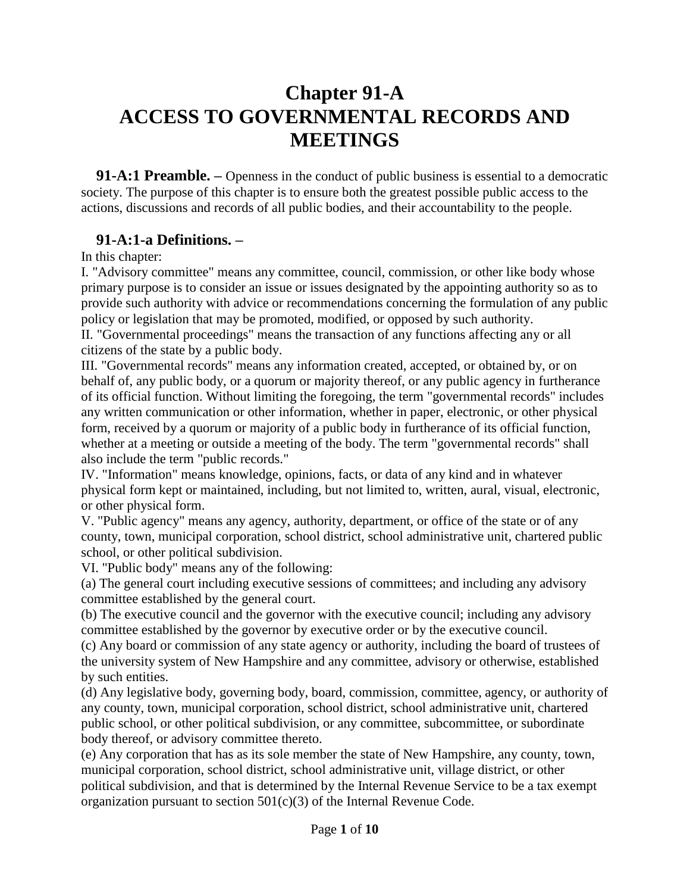# Chapter 91-A
# ACCESS TO GOVERNMENTAL RECORDS AND MEETINGS

**91-A:1 Preamble. –** Openness in the conduct of public business is essential to a democratic society. The purpose of this chapter is to ensure both the greatest possible public access to the actions, discussions and records of all public bodies, and their accountability to the people.

### 91-A:1-a Definitions. –

In this chapter:

I. "Advisory committee" means any committee, council, commission, or other like body whose primary purpose is to consider an issue or issues designated by the appointing authority so as to provide such authority with advice or recommendations concerning the formulation of any public policy or legislation that may be promoted, modified, or opposed by such authority.

II. "Governmental proceedings" means the transaction of any functions affecting any or all citizens of the state by a public body.

III. "Governmental records" means any information created, accepted, or obtained by, or on behalf of, any public body, or a quorum or majority thereof, or any public agency in furtherance of its official function. Without limiting the foregoing, the term "governmental records" includes any written communication or other information, whether in paper, electronic, or other physical form, received by a quorum or majority of a public body in furtherance of its official function, whether at a meeting or outside a meeting of the body. The term "governmental records" shall also include the term "public records."

IV. "Information" means knowledge, opinions, facts, or data of any kind and in whatever physical form kept or maintained, including, but not limited to, written, aural, visual, electronic, or other physical form.

V. "Public agency" means any agency, authority, department, or office of the state or of any county, town, municipal corporation, school district, school administrative unit, chartered public school, or other political subdivision.

VI. "Public body" means any of the following:

(a) The general court including executive sessions of committees; and including any advisory committee established by the general court.

(b) The executive council and the governor with the executive council; including any advisory committee established by the governor by executive order or by the executive council.

(c) Any board or commission of any state agency or authority, including the board of trustees of the university system of New Hampshire and any committee, advisory or otherwise, established by such entities.

(d) Any legislative body, governing body, board, commission, committee, agency, or authority of any county, town, municipal corporation, school district, school administrative unit, chartered public school, or other political subdivision, or any committee, subcommittee, or subordinate body thereof, or advisory committee thereto.

(e) Any corporation that has as its sole member the state of New Hampshire, any county, town, municipal corporation, school district, school administrative unit, village district, or other political subdivision, and that is determined by the Internal Revenue Service to be a tax exempt organization pursuant to section 501(c)(3) of the Internal Revenue Code.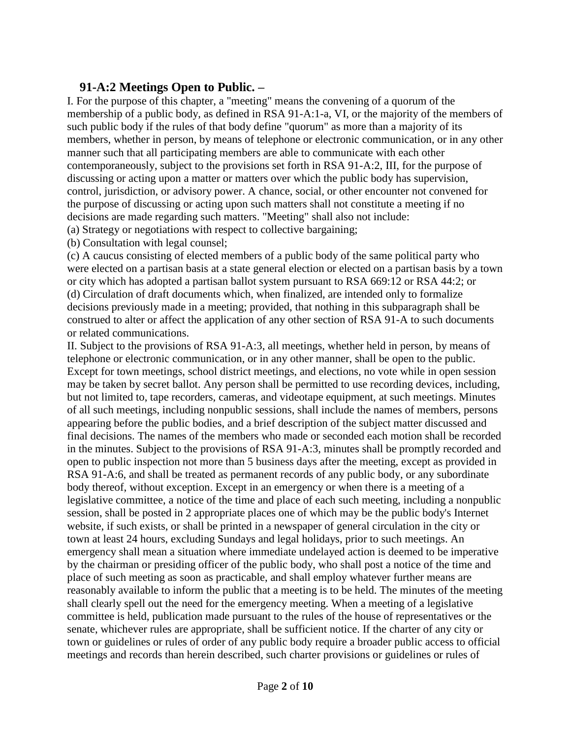## 91-A:2 Meetings Open to Public. –

I. For the purpose of this chapter, a "meeting" means the convening of a quorum of the membership of a public body, as defined in RSA 91-A:1-a, VI, or the majority of the members of such public body if the rules of that body define "quorum" as more than a majority of its members, whether in person, by means of telephone or electronic communication, or in any other manner such that all participating members are able to communicate with each other contemporaneously, subject to the provisions set forth in RSA 91-A:2, III, for the purpose of discussing or acting upon a matter or matters over which the public body has supervision, control, jurisdiction, or advisory power. A chance, social, or other encounter not convened for the purpose of discussing or acting upon such matters shall not constitute a meeting if no decisions are made regarding such matters. "Meeting" shall also not include:

(a) Strategy or negotiations with respect to collective bargaining;

(b) Consultation with legal counsel;

(c) A caucus consisting of elected members of a public body of the same political party who were elected on a partisan basis at a state general election or elected on a partisan basis by a town or city which has adopted a partisan ballot system pursuant to RSA 669:12 or RSA 44:2; or

(d) Circulation of draft documents which, when finalized, are intended only to formalize decisions previously made in a meeting; provided, that nothing in this subparagraph shall be construed to alter or affect the application of any other section of RSA 91-A to such documents or related communications.

II. Subject to the provisions of RSA 91-A:3, all meetings, whether held in person, by means of telephone or electronic communication, or in any other manner, shall be open to the public. Except for town meetings, school district meetings, and elections, no vote while in open session may be taken by secret ballot. Any person shall be permitted to use recording devices, including, but not limited to, tape recorders, cameras, and videotape equipment, at such meetings. Minutes of all such meetings, including nonpublic sessions, shall include the names of members, persons appearing before the public bodies, and a brief description of the subject matter discussed and final decisions. The names of the members who made or seconded each motion shall be recorded in the minutes. Subject to the provisions of RSA 91-A:3, minutes shall be promptly recorded and open to public inspection not more than 5 business days after the meeting, except as provided in RSA 91-A:6, and shall be treated as permanent records of any public body, or any subordinate body thereof, without exception. Except in an emergency or when there is a meeting of a legislative committee, a notice of the time and place of each such meeting, including a nonpublic session, shall be posted in 2 appropriate places one of which may be the public body's Internet website, if such exists, or shall be printed in a newspaper of general circulation in the city or town at least 24 hours, excluding Sundays and legal holidays, prior to such meetings. An emergency shall mean a situation where immediate undelayed action is deemed to be imperative by the chairman or presiding officer of the public body, who shall post a notice of the time and place of such meeting as soon as practicable, and shall employ whatever further means are reasonably available to inform the public that a meeting is to be held. The minutes of the meeting shall clearly spell out the need for the emergency meeting. When a meeting of a legislative committee is held, publication made pursuant to the rules of the house of representatives or the senate, whichever rules are appropriate, shall be sufficient notice. If the charter of any city or town or guidelines or rules of order of any public body require a broader public access to official meetings and records than herein described, such charter provisions or guidelines or rules of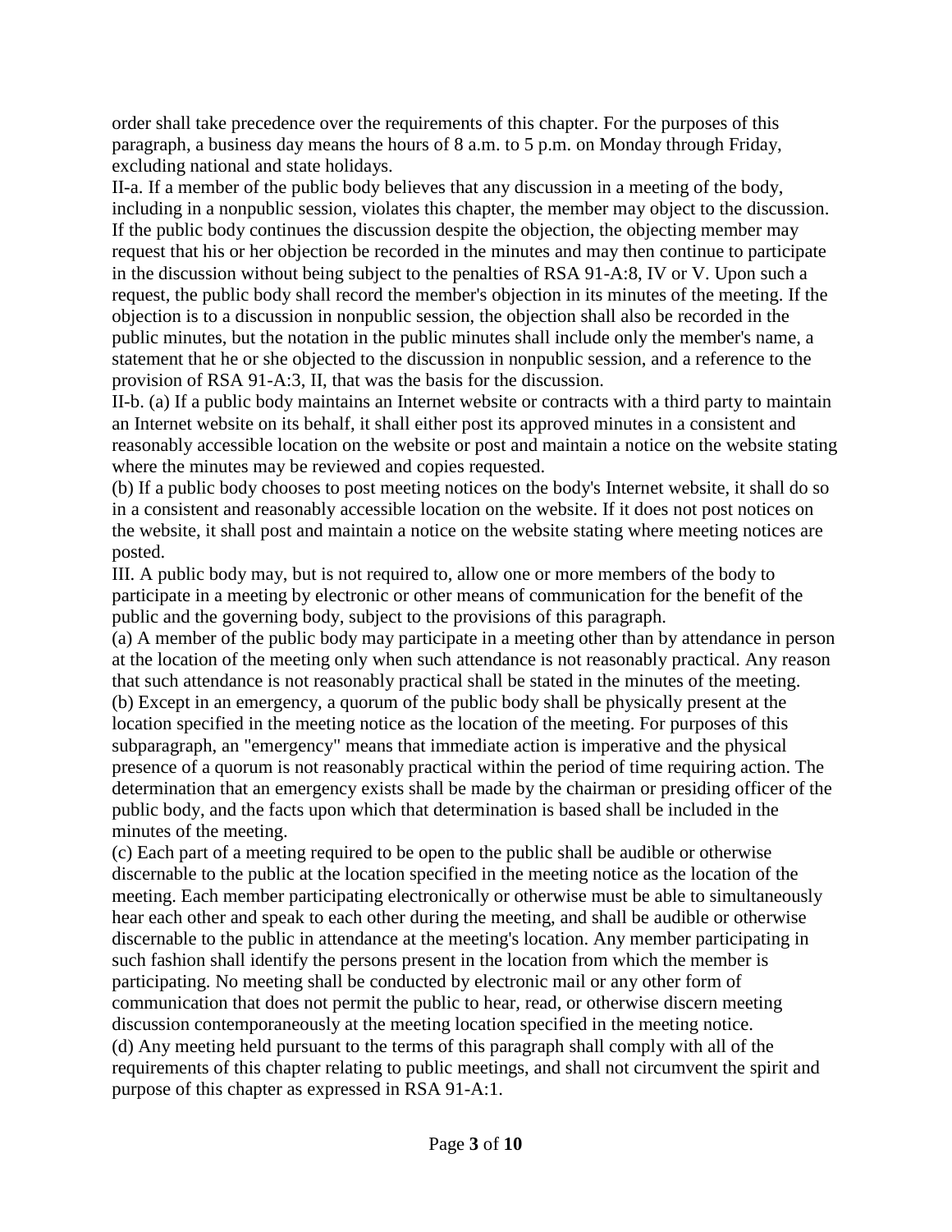order shall take precedence over the requirements of this chapter. For the purposes of this paragraph, a business day means the hours of 8 a.m. to 5 p.m. on Monday through Friday, excluding national and state holidays.

II-a. If a member of the public body believes that any discussion in a meeting of the body, including in a nonpublic session, violates this chapter, the member may object to the discussion. If the public body continues the discussion despite the objection, the objecting member may request that his or her objection be recorded in the minutes and may then continue to participate in the discussion without being subject to the penalties of RSA 91-A:8, IV or V. Upon such a request, the public body shall record the member's objection in its minutes of the meeting. If the objection is to a discussion in nonpublic session, the objection shall also be recorded in the public minutes, but the notation in the public minutes shall include only the member's name, a statement that he or she objected to the discussion in nonpublic session, and a reference to the provision of RSA 91-A:3, II, that was the basis for the discussion.

II-b. (a) If a public body maintains an Internet website or contracts with a third party to maintain an Internet website on its behalf, it shall either post its approved minutes in a consistent and reasonably accessible location on the website or post and maintain a notice on the website stating where the minutes may be reviewed and copies requested.

(b) If a public body chooses to post meeting notices on the body's Internet website, it shall do so in a consistent and reasonably accessible location on the website. If it does not post notices on the website, it shall post and maintain a notice on the website stating where meeting notices are posted.

III. A public body may, but is not required to, allow one or more members of the body to participate in a meeting by electronic or other means of communication for the benefit of the public and the governing body, subject to the provisions of this paragraph.

(a) A member of the public body may participate in a meeting other than by attendance in person at the location of the meeting only when such attendance is not reasonably practical. Any reason that such attendance is not reasonably practical shall be stated in the minutes of the meeting.

(b) Except in an emergency, a quorum of the public body shall be physically present at the location specified in the meeting notice as the location of the meeting. For purposes of this subparagraph, an "emergency" means that immediate action is imperative and the physical presence of a quorum is not reasonably practical within the period of time requiring action. The determination that an emergency exists shall be made by the chairman or presiding officer of the public body, and the facts upon which that determination is based shall be included in the minutes of the meeting.

(c) Each part of a meeting required to be open to the public shall be audible or otherwise discernable to the public at the location specified in the meeting notice as the location of the meeting. Each member participating electronically or otherwise must be able to simultaneously hear each other and speak to each other during the meeting, and shall be audible or otherwise discernable to the public in attendance at the meeting's location. Any member participating in such fashion shall identify the persons present in the location from which the member is participating. No meeting shall be conducted by electronic mail or any other form of communication that does not permit the public to hear, read, or otherwise discern meeting discussion contemporaneously at the meeting location specified in the meeting notice.

(d) Any meeting held pursuant to the terms of this paragraph shall comply with all of the requirements of this chapter relating to public meetings, and shall not circumvent the spirit and purpose of this chapter as expressed in RSA 91-A:1.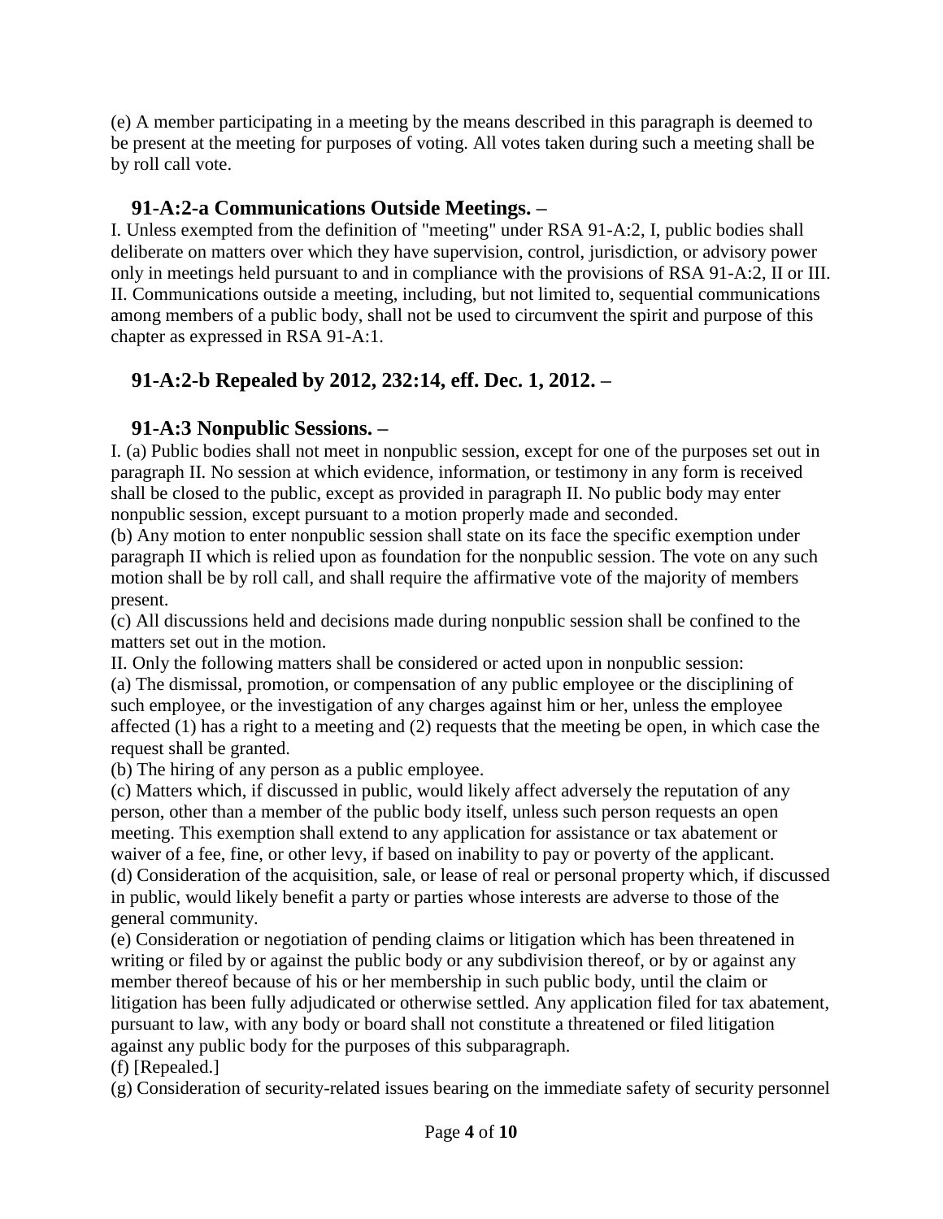(e) A member participating in a meeting by the means described in this paragraph is deemed to be present at the meeting for purposes of voting. All votes taken during such a meeting shall be by roll call vote.

### 91-A:2-a Communications Outside Meetings. –

I. Unless exempted from the definition of "meeting" under RSA 91-A:2, I, public bodies shall deliberate on matters over which they have supervision, control, jurisdiction, or advisory power only in meetings held pursuant to and in compliance with the provisions of RSA 91-A:2, II or III.

II. Communications outside a meeting, including, but not limited to, sequential communications among members of a public body, shall not be used to circumvent the spirit and purpose of this chapter as expressed in RSA 91-A:1.

### 91-A:2-b Repealed by 2012, 232:14, eff. Dec. 1, 2012. –

### 91-A:3 Nonpublic Sessions. –

I. (a) Public bodies shall not meet in nonpublic session, except for one of the purposes set out in paragraph II. No session at which evidence, information, or testimony in any form is received shall be closed to the public, except as provided in paragraph II. No public body may enter nonpublic session, except pursuant to a motion properly made and seconded.

(b) Any motion to enter nonpublic session shall state on its face the specific exemption under paragraph II which is relied upon as foundation for the nonpublic session. The vote on any such motion shall be by roll call, and shall require the affirmative vote of the majority of members present.

(c) All discussions held and decisions made during nonpublic session shall be confined to the matters set out in the motion.

II. Only the following matters shall be considered or acted upon in nonpublic session:

(a) The dismissal, promotion, or compensation of any public employee or the disciplining of such employee, or the investigation of any charges against him or her, unless the employee affected (1) has a right to a meeting and (2) requests that the meeting be open, in which case the request shall be granted.

(b) The hiring of any person as a public employee.

(c) Matters which, if discussed in public, would likely affect adversely the reputation of any person, other than a member of the public body itself, unless such person requests an open meeting. This exemption shall extend to any application for assistance or tax abatement or waiver of a fee, fine, or other levy, if based on inability to pay or poverty of the applicant.

(d) Consideration of the acquisition, sale, or lease of real or personal property which, if discussed in public, would likely benefit a party or parties whose interests are adverse to those of the general community.

(e) Consideration or negotiation of pending claims or litigation which has been threatened in writing or filed by or against the public body or any subdivision thereof, or by or against any member thereof because of his or her membership in such public body, until the claim or litigation has been fully adjudicated or otherwise settled. Any application filed for tax abatement, pursuant to law, with any body or board shall not constitute a threatened or filed litigation against any public body for the purposes of this subparagraph.

(f) [Repealed.]

(g) Consideration of security-related issues bearing on the immediate safety of security personnel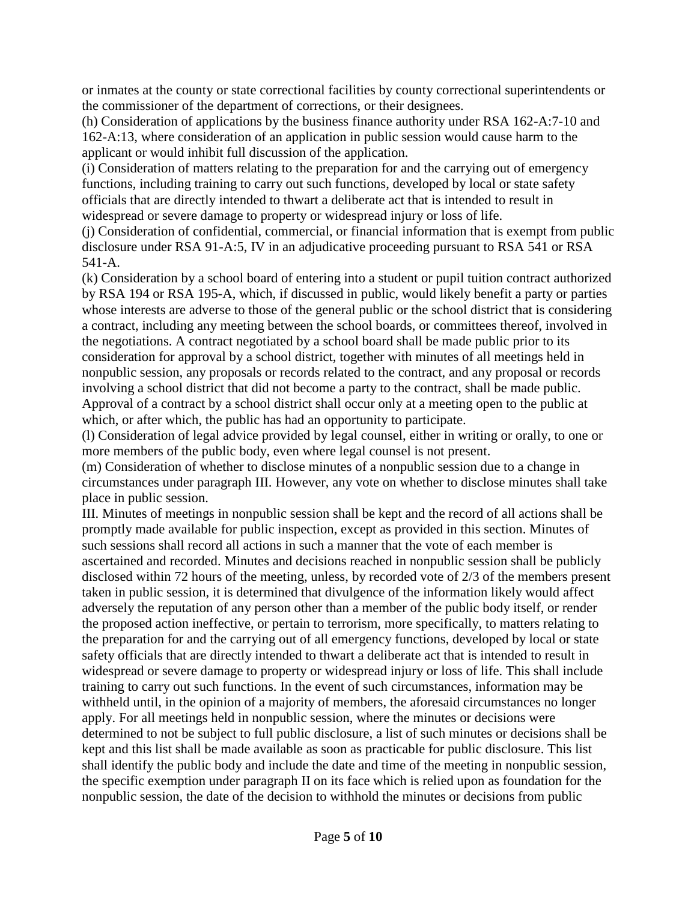or inmates at the county or state correctional facilities by county correctional superintendents or the commissioner of the department of corrections, or their designees.

(h) Consideration of applications by the business finance authority under RSA 162-A:7-10 and 162-A:13, where consideration of an application in public session would cause harm to the applicant or would inhibit full discussion of the application.

(i) Consideration of matters relating to the preparation for and the carrying out of emergency functions, including training to carry out such functions, developed by local or state safety officials that are directly intended to thwart a deliberate act that is intended to result in widespread or severe damage to property or widespread injury or loss of life.

(j) Consideration of confidential, commercial, or financial information that is exempt from public disclosure under RSA 91-A:5, IV in an adjudicative proceeding pursuant to RSA 541 or RSA 541-A.

(k) Consideration by a school board of entering into a student or pupil tuition contract authorized by RSA 194 or RSA 195-A, which, if discussed in public, would likely benefit a party or parties whose interests are adverse to those of the general public or the school district that is considering a contract, including any meeting between the school boards, or committees thereof, involved in the negotiations. A contract negotiated by a school board shall be made public prior to its consideration for approval by a school district, together with minutes of all meetings held in nonpublic session, any proposals or records related to the contract, and any proposal or records involving a school district that did not become a party to the contract, shall be made public. Approval of a contract by a school district shall occur only at a meeting open to the public at which, or after which, the public has had an opportunity to participate.

(l) Consideration of legal advice provided by legal counsel, either in writing or orally, to one or more members of the public body, even where legal counsel is not present.

(m) Consideration of whether to disclose minutes of a nonpublic session due to a change in circumstances under paragraph III. However, any vote on whether to disclose minutes shall take place in public session.

III. Minutes of meetings in nonpublic session shall be kept and the record of all actions shall be promptly made available for public inspection, except as provided in this section. Minutes of such sessions shall record all actions in such a manner that the vote of each member is ascertained and recorded. Minutes and decisions reached in nonpublic session shall be publicly disclosed within 72 hours of the meeting, unless, by recorded vote of 2/3 of the members present taken in public session, it is determined that divulgence of the information likely would affect adversely the reputation of any person other than a member of the public body itself, or render the proposed action ineffective, or pertain to terrorism, more specifically, to matters relating to the preparation for and the carrying out of all emergency functions, developed by local or state safety officials that are directly intended to thwart a deliberate act that is intended to result in widespread or severe damage to property or widespread injury or loss of life. This shall include training to carry out such functions. In the event of such circumstances, information may be withheld until, in the opinion of a majority of members, the aforesaid circumstances no longer apply. For all meetings held in nonpublic session, where the minutes or decisions were determined to not be subject to full public disclosure, a list of such minutes or decisions shall be kept and this list shall be made available as soon as practicable for public disclosure. This list shall identify the public body and include the date and time of the meeting in nonpublic session, the specific exemption under paragraph II on its face which is relied upon as foundation for the nonpublic session, the date of the decision to withhold the minutes or decisions from public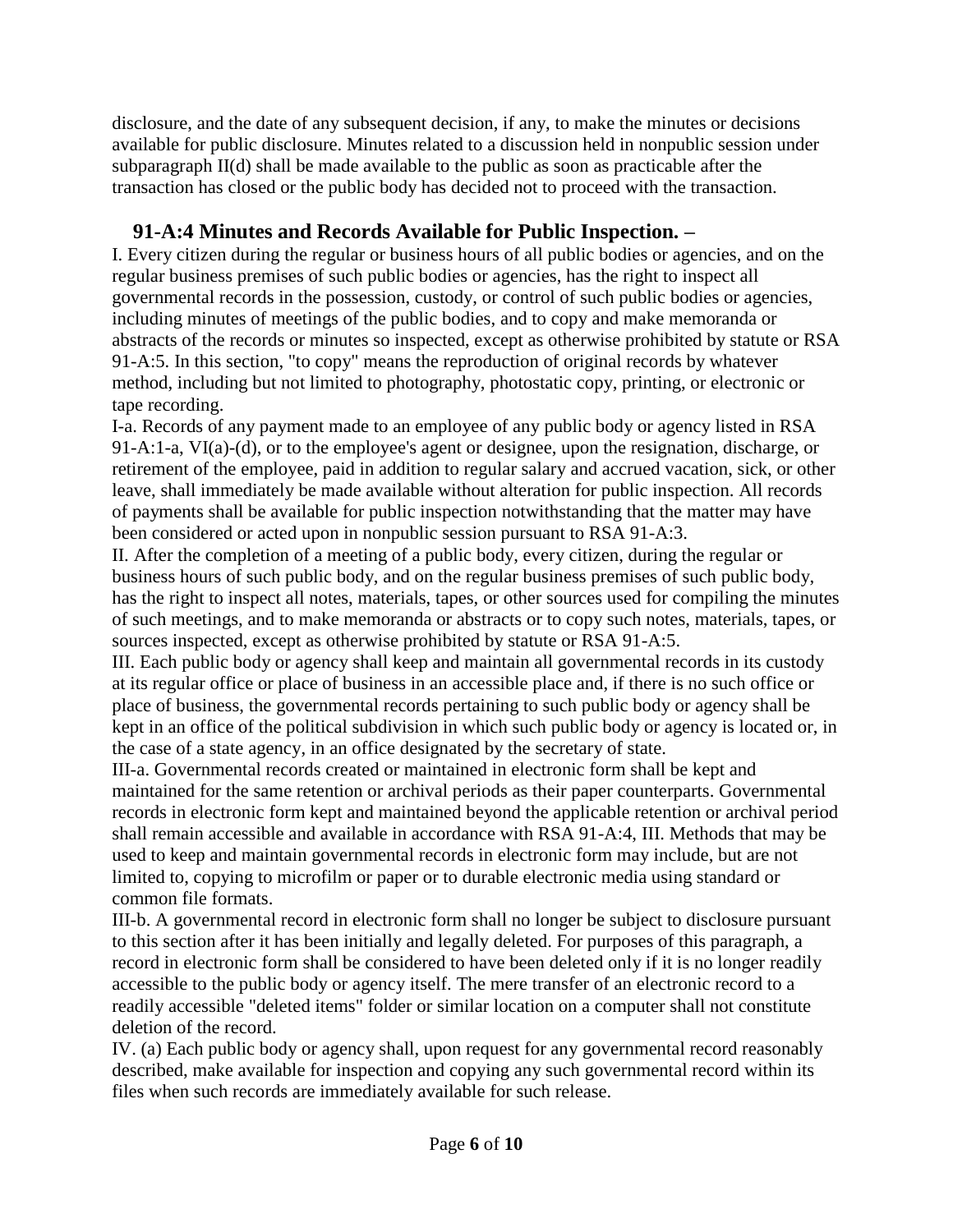disclosure, and the date of any subsequent decision, if any, to make the minutes or decisions available for public disclosure. Minutes related to a discussion held in nonpublic session under subparagraph II(d) shall be made available to the public as soon as practicable after the transaction has closed or the public body has decided not to proceed with the transaction.

## 91-A:4 Minutes and Records Available for Public Inspection. –

I. Every citizen during the regular or business hours of all public bodies or agencies, and on the regular business premises of such public bodies or agencies, has the right to inspect all governmental records in the possession, custody, or control of such public bodies or agencies, including minutes of meetings of the public bodies, and to copy and make memoranda or abstracts of the records or minutes so inspected, except as otherwise prohibited by statute or RSA 91-A:5. In this section, "to copy" means the reproduction of original records by whatever method, including but not limited to photography, photostatic copy, printing, or electronic or tape recording.

I-a. Records of any payment made to an employee of any public body or agency listed in RSA 91-A:1-a, VI(a)-(d), or to the employee's agent or designee, upon the resignation, discharge, or retirement of the employee, paid in addition to regular salary and accrued vacation, sick, or other leave, shall immediately be made available without alteration for public inspection. All records of payments shall be available for public inspection notwithstanding that the matter may have been considered or acted upon in nonpublic session pursuant to RSA 91-A:3.

II. After the completion of a meeting of a public body, every citizen, during the regular or business hours of such public body, and on the regular business premises of such public body, has the right to inspect all notes, materials, tapes, or other sources used for compiling the minutes of such meetings, and to make memoranda or abstracts or to copy such notes, materials, tapes, or sources inspected, except as otherwise prohibited by statute or RSA 91-A:5.

III. Each public body or agency shall keep and maintain all governmental records in its custody at its regular office or place of business in an accessible place and, if there is no such office or place of business, the governmental records pertaining to such public body or agency shall be kept in an office of the political subdivision in which such public body or agency is located or, in the case of a state agency, in an office designated by the secretary of state.

III-a. Governmental records created or maintained in electronic form shall be kept and maintained for the same retention or archival periods as their paper counterparts. Governmental records in electronic form kept and maintained beyond the applicable retention or archival period shall remain accessible and available in accordance with RSA 91-A:4, III. Methods that may be used to keep and maintain governmental records in electronic form may include, but are not limited to, copying to microfilm or paper or to durable electronic media using standard or common file formats.

III-b. A governmental record in electronic form shall no longer be subject to disclosure pursuant to this section after it has been initially and legally deleted. For purposes of this paragraph, a record in electronic form shall be considered to have been deleted only if it is no longer readily accessible to the public body or agency itself. The mere transfer of an electronic record to a readily accessible "deleted items" folder or similar location on a computer shall not constitute deletion of the record.

IV. (a) Each public body or agency shall, upon request for any governmental record reasonably described, make available for inspection and copying any such governmental record within its files when such records are immediately available for such release.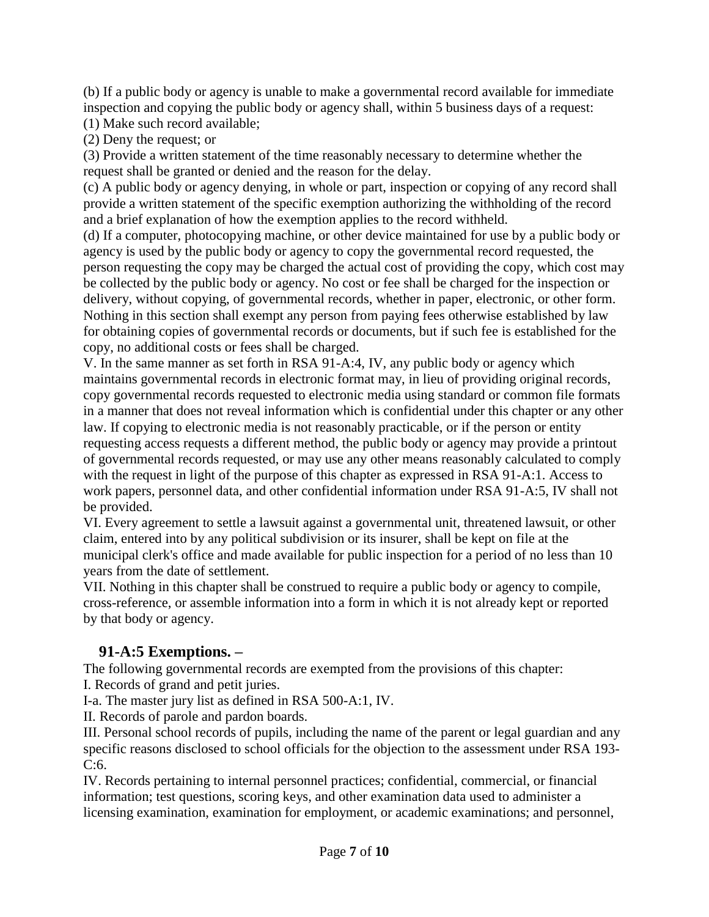(b) If a public body or agency is unable to make a governmental record available for immediate inspection and copying the public body or agency shall, within 5 business days of a request:
(1) Make such record available;
(2) Deny the request; or
(3) Provide a written statement of the time reasonably necessary to determine whether the request shall be granted or denied and the reason for the delay.
(c) A public body or agency denying, in whole or part, inspection or copying of any record shall provide a written statement of the specific exemption authorizing the withholding of the record and a brief explanation of how the exemption applies to the record withheld.
(d) If a computer, photocopying machine, or other device maintained for use by a public body or agency is used by the public body or agency to copy the governmental record requested, the person requesting the copy may be charged the actual cost of providing the copy, which cost may be collected by the public body or agency. No cost or fee shall be charged for the inspection or delivery, without copying, of governmental records, whether in paper, electronic, or other form. Nothing in this section shall exempt any person from paying fees otherwise established by law for obtaining copies of governmental records or documents, but if such fee is established for the copy, no additional costs or fees shall be charged.
V. In the same manner as set forth in RSA 91-A:4, IV, any public body or agency which maintains governmental records in electronic format may, in lieu of providing original records, copy governmental records requested to electronic media using standard or common file formats in a manner that does not reveal information which is confidential under this chapter or any other law. If copying to electronic media is not reasonably practicable, or if the person or entity requesting access requests a different method, the public body or agency may provide a printout of governmental records requested, or may use any other means reasonably calculated to comply with the request in light of the purpose of this chapter as expressed in RSA 91-A:1. Access to work papers, personnel data, and other confidential information under RSA 91-A:5, IV shall not be provided.
VI. Every agreement to settle a lawsuit against a governmental unit, threatened lawsuit, or other claim, entered into by any political subdivision or its insurer, shall be kept on file at the municipal clerk's office and made available for public inspection for a period of no less than 10 years from the date of settlement.
VII. Nothing in this chapter shall be construed to require a public body or agency to compile, cross-reference, or assemble information into a form in which it is not already kept or reported by that body or agency.

## 91-A:5 Exemptions. –

The following governmental records are exempted from the provisions of this chapter:
I. Records of grand and petit juries.
I-a. The master jury list as defined in RSA 500-A:1, IV.
II. Records of parole and pardon boards.
III. Personal school records of pupils, including the name of the parent or legal guardian and any specific reasons disclosed to school officials for the objection to the assessment under RSA 193-C:6.
IV. Records pertaining to internal personnel practices; confidential, commercial, or financial information; test questions, scoring keys, and other examination data used to administer a licensing examination, examination for employment, or academic examinations; and personnel,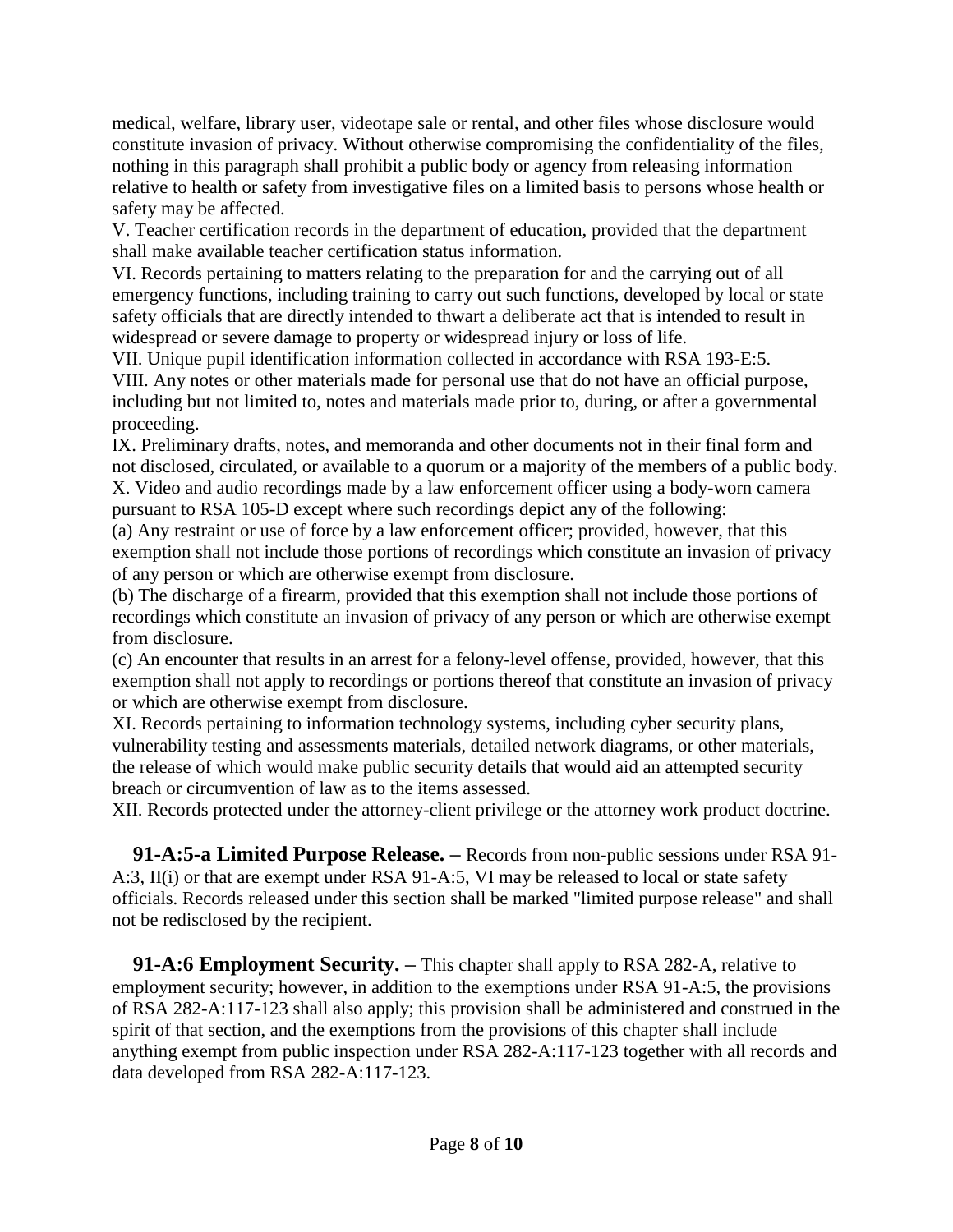medical, welfare, library user, videotape sale or rental, and other files whose disclosure would constitute invasion of privacy. Without otherwise compromising the confidentiality of the files, nothing in this paragraph shall prohibit a public body or agency from releasing information relative to health or safety from investigative files on a limited basis to persons whose health or safety may be affected.

V. Teacher certification records in the department of education, provided that the department shall make available teacher certification status information.

VI. Records pertaining to matters relating to the preparation for and the carrying out of all emergency functions, including training to carry out such functions, developed by local or state safety officials that are directly intended to thwart a deliberate act that is intended to result in widespread or severe damage to property or widespread injury or loss of life.

VII. Unique pupil identification information collected in accordance with RSA 193-E:5.

VIII. Any notes or other materials made for personal use that do not have an official purpose, including but not limited to, notes and materials made prior to, during, or after a governmental proceeding.

IX. Preliminary drafts, notes, and memoranda and other documents not in their final form and not disclosed, circulated, or available to a quorum or a majority of the members of a public body.

X. Video and audio recordings made by a law enforcement officer using a body-worn camera pursuant to RSA 105-D except where such recordings depict any of the following:

(a) Any restraint or use of force by a law enforcement officer; provided, however, that this exemption shall not include those portions of recordings which constitute an invasion of privacy of any person or which are otherwise exempt from disclosure.

(b) The discharge of a firearm, provided that this exemption shall not include those portions of recordings which constitute an invasion of privacy of any person or which are otherwise exempt from disclosure.

(c) An encounter that results in an arrest for a felony-level offense, provided, however, that this exemption shall not apply to recordings or portions thereof that constitute an invasion of privacy or which are otherwise exempt from disclosure.

XI. Records pertaining to information technology systems, including cyber security plans, vulnerability testing and assessments materials, detailed network diagrams, or other materials, the release of which would make public security details that would aid an attempted security breach or circumvention of law as to the items assessed.

XII. Records protected under the attorney-client privilege or the attorney work product doctrine.

**91-A:5-a Limited Purpose Release. –** Records from non-public sessions under RSA 91-A:3, II(i) or that are exempt under RSA 91-A:5, VI may be released to local or state safety officials. Records released under this section shall be marked "limited purpose release" and shall not be redisclosed by the recipient.

**91-A:6 Employment Security. –** This chapter shall apply to RSA 282-A, relative to employment security; however, in addition to the exemptions under RSA 91-A:5, the provisions of RSA 282-A:117-123 shall also apply; this provision shall be administered and construed in the spirit of that section, and the exemptions from the provisions of this chapter shall include anything exempt from public inspection under RSA 282-A:117-123 together with all records and data developed from RSA 282-A:117-123.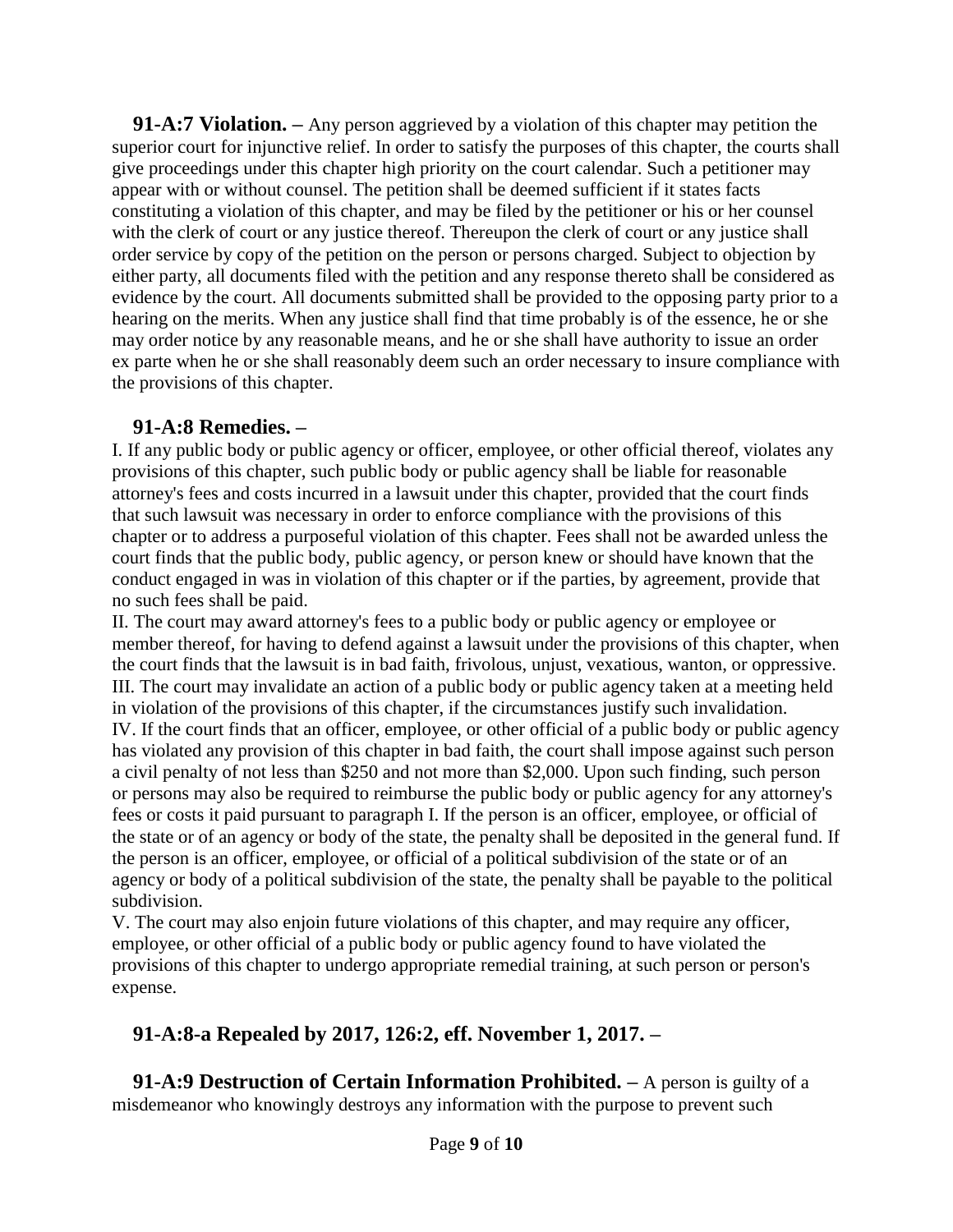**91-A:7 Violation. –** Any person aggrieved by a violation of this chapter may petition the superior court for injunctive relief. In order to satisfy the purposes of this chapter, the courts shall give proceedings under this chapter high priority on the court calendar. Such a petitioner may appear with or without counsel. The petition shall be deemed sufficient if it states facts constituting a violation of this chapter, and may be filed by the petitioner or his or her counsel with the clerk of court or any justice thereof. Thereupon the clerk of court or any justice shall order service by copy of the petition on the person or persons charged. Subject to objection by either party, all documents filed with the petition and any response thereto shall be considered as evidence by the court. All documents submitted shall be provided to the opposing party prior to a hearing on the merits. When any justice shall find that time probably is of the essence, he or she may order notice by any reasonable means, and he or she shall have authority to issue an order ex parte when he or she shall reasonably deem such an order necessary to insure compliance with the provisions of this chapter.

**91-A:8 Remedies. –**

I. If any public body or public agency or officer, employee, or other official thereof, violates any provisions of this chapter, such public body or public agency shall be liable for reasonable attorney's fees and costs incurred in a lawsuit under this chapter, provided that the court finds that such lawsuit was necessary in order to enforce compliance with the provisions of this chapter or to address a purposeful violation of this chapter. Fees shall not be awarded unless the court finds that the public body, public agency, or person knew or should have known that the conduct engaged in was in violation of this chapter or if the parties, by agreement, provide that no such fees shall be paid.

II. The court may award attorney's fees to a public body or public agency or employee or member thereof, for having to defend against a lawsuit under the provisions of this chapter, when the court finds that the lawsuit is in bad faith, frivolous, unjust, vexatious, wanton, or oppressive.

III. The court may invalidate an action of a public body or public agency taken at a meeting held in violation of the provisions of this chapter, if the circumstances justify such invalidation.

IV. If the court finds that an officer, employee, or other official of a public body or public agency has violated any provision of this chapter in bad faith, the court shall impose against such person a civil penalty of not less than $250 and not more than $2,000. Upon such finding, such person or persons may also be required to reimburse the public body or public agency for any attorney's fees or costs it paid pursuant to paragraph I. If the person is an officer, employee, or official of the state or of an agency or body of the state, the penalty shall be deposited in the general fund. If the person is an officer, employee, or official of a political subdivision of the state or of an agency or body of a political subdivision of the state, the penalty shall be payable to the political subdivision.

V. The court may also enjoin future violations of this chapter, and may require any officer, employee, or other official of a public body or public agency found to have violated the provisions of this chapter to undergo appropriate remedial training, at such person or person's expense.

**91-A:8-a Repealed by 2017, 126:2, eff. November 1, 2017. –**

**91-A:9 Destruction of Certain Information Prohibited. –** A person is guilty of a misdemeanor who knowingly destroys any information with the purpose to prevent such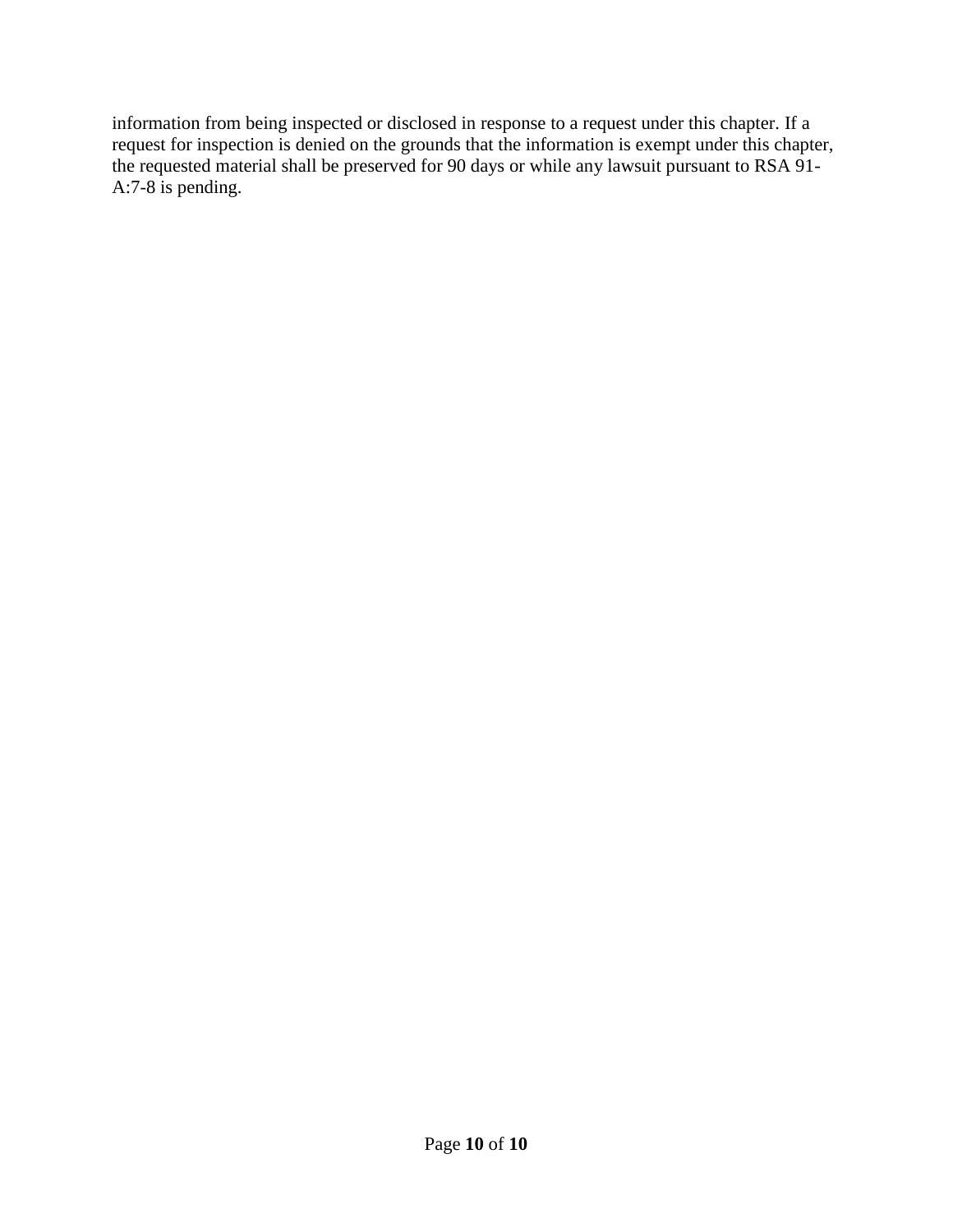information from being inspected or disclosed in response to a request under this chapter. If a request for inspection is denied on the grounds that the information is exempt under this chapter, the requested material shall be preserved for 90 days or while any lawsuit pursuant to RSA 91-A:7-8 is pending.